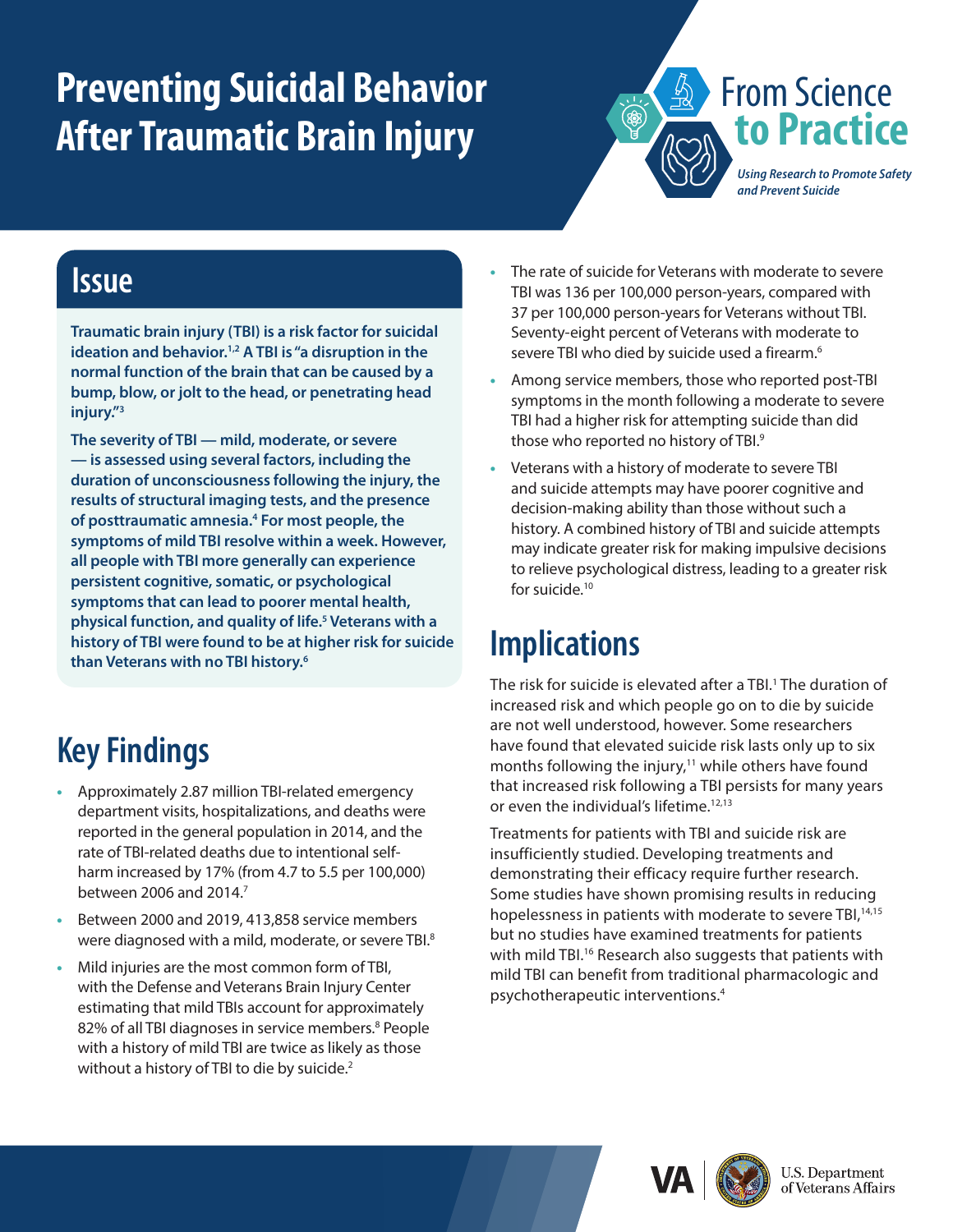# Preventing Suicidal Behavior After Traumatic Brain Injury

From Science **to Practice**

*Using Research to Promote Safety and Prevent Suicide*

## Issue

**Traumatic brain injury (TBI) is a risk factor for suicidal ideation and behavior.[1,2] A TBI is "a disruption in the normal function of the brain that can be caused by a bump, blow, or jolt to the head, or penetrating head injury."[3]**

**The severity of TBI — mild, moderate, or severe — is assessed using several factors, including the duration of unconsciousness following the injury, the results of structural imaging tests, and the presence of posttraumatic amnesia.[4] For most people, the symptoms of mild TBI resolve within a week. However, all people with TBI more generally can experience persistent cognitive, somatic, or psychological symptoms that can lead to poorer mental health, physical function, and quality of life.[5] Veterans with a history of TBI were found to be at higher risk for suicide than Veterans with no TBI history.[6]**

## Key Findings

- Approximately 2.87 million TBI-related emergency department visits, hospitalizations, and deaths were reported in the general population in 2014, and the rate of TBI-related deaths due to intentional self-harm increased by 17% (from 4.7 to 5.5 per 100,000) between 2006 and 2014.[7]
- Between 2000 and 2019, 413,858 service members were diagnosed with a mild, moderate, or severe TBI.[8]
- Mild injuries are the most common form of TBI, with the Defense and Veterans Brain Injury Center estimating that mild TBIs account for approximately 82% of all TBI diagnoses in service members.[8] People with a history of mild TBI are twice as likely as those without a history of TBI to die by suicide.[2]
- The rate of suicide for Veterans with moderate to severe TBI was 136 per 100,000 person-years, compared with 37 per 100,000 person-years for Veterans without TBI. Seventy-eight percent of Veterans with moderate to severe TBI who died by suicide used a firearm.[6]
- Among service members, those who reported post-TBI symptoms in the month following a moderate to severe TBI had a higher risk for attempting suicide than did those who reported no history of TBI.[9]
- Veterans with a history of moderate to severe TBI and suicide attempts may have poorer cognitive and decision-making ability than those without such a history. A combined history of TBI and suicide attempts may indicate greater risk for making impulsive decisions to relieve psychological distress, leading to a greater risk for suicide.[10]

## Implications

The risk for suicide is elevated after a TBI.[1] The duration of increased risk and which people go on to die by suicide are not well understood, however. Some researchers have found that elevated suicide risk lasts only up to six months following the injury,[11] while others have found that increased risk following a TBI persists for many years or even the individual's lifetime.[12,13]

Treatments for patients with TBI and suicide risk are insufficiently studied. Developing treatments and demonstrating their efficacy require further research. Some studies have shown promising results in reducing hopelessness in patients with moderate to severe TBI,[14,15] but no studies have examined treatments for patients with mild TBI.[16] Research also suggests that patients with mild TBI can benefit from traditional pharmacologic and psychotherapeutic interventions.[4]

VA | U.S. Department of Veterans Affairs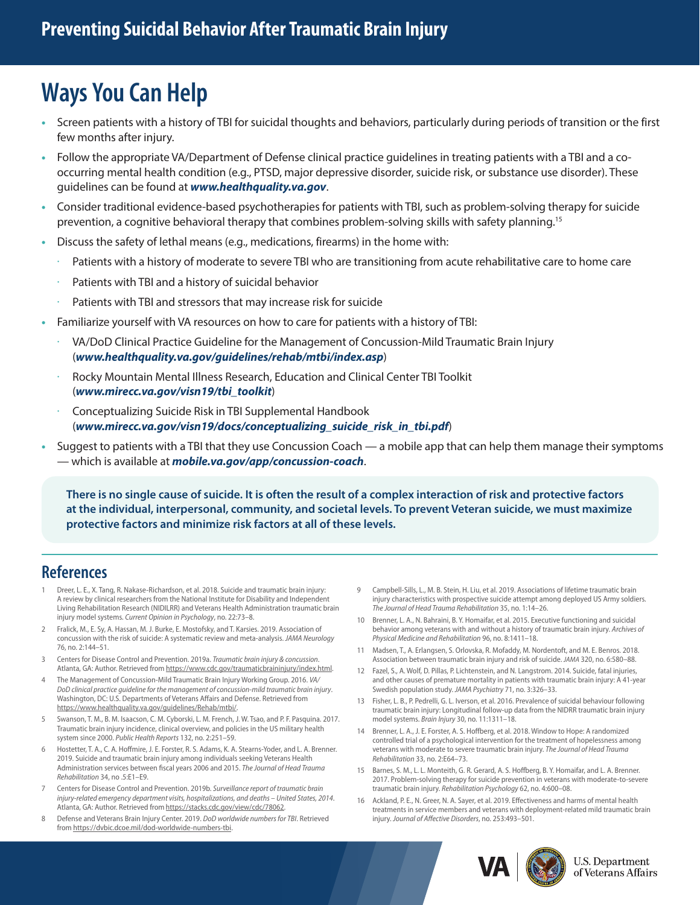# Preventing Suicidal Behavior After Traumatic Brain Injury

## Ways You Can Help

- Screen patients with a history of TBI for suicidal thoughts and behaviors, particularly during periods of transition or the first few months after injury.
- Follow the appropriate VA/Department of Defense clinical practice guidelines in treating patients with a TBI and a co-occurring mental health condition (e.g., PTSD, major depressive disorder, suicide risk, or substance use disorder). These guidelines can be found at ***www.healthquality.va.gov***.
- Consider traditional evidence-based psychotherapies for patients with TBI, such as problem-solving therapy for suicide prevention, a cognitive behavioral therapy that combines problem-solving skills with safety planning.[15]
- Discuss the safety of lethal means (e.g., medications, firearms) in the home with:
  - Patients with a history of moderate to severe TBI who are transitioning from acute rehabilitative care to home care
  - Patients with TBI and a history of suicidal behavior
  - Patients with TBI and stressors that may increase risk for suicide
- Familiarize yourself with VA resources on how to care for patients with a history of TBI:
  - VA/DoD Clinical Practice Guideline for the Management of Concussion-Mild Traumatic Brain Injury (***www.healthquality.va.gov/guidelines/rehab/mtbi/index.asp***)
  - Rocky Mountain Mental Illness Research, Education and Clinical Center TBI Toolkit (***www.mirecc.va.gov/visn19/tbi_toolkit***)
  - Conceptualizing Suicide Risk in TBI Supplemental Handbook (***www.mirecc.va.gov/visn19/docs/conceptualizing_suicide_risk_in_tbi.pdf***)
- Suggest to patients with a TBI that they use Concussion Coach — a mobile app that can help them manage their symptoms — which is available at ***mobile.va.gov/app/concussion-coach***.

**There is no single cause of suicide. It is often the result of a complex interaction of risk and protective factors at the individual, interpersonal, community, and societal levels. To prevent Veteran suicide, we must maximize protective factors and minimize risk factors at all of these levels.**

## References

1. Dreer, L. E., X. Tang, R. Nakase-Richardson, et al. 2018. Suicide and traumatic brain injury: A review by clinical researchers from the National Institute for Disability and Independent Living Rehabilitation Research (NIDILRR) and Veterans Health Administration traumatic brain injury model systems. *Current Opinion in Psychology*, no. 22:73–8.
2. Fralick, M., E. Sy, A. Hassan, M. J. Burke, E. Mostofsky, and T. Karsies. 2019. Association of concussion with the risk of suicide: A systematic review and meta-analysis. *JAMA Neurology* 76, no. 2:144–51.
3. Centers for Disease Control and Prevention. 2019a. *Traumatic brain injury & concussion*. Atlanta, GA: Author. Retrieved from https://www.cdc.gov/traumaticbraininjury/index.html.
4. The Management of Concussion-Mild Traumatic Brain Injury Working Group. 2016. *VA/DoD clinical practice guideline for the management of concussion-mild traumatic brain injury*. Washington, DC: U.S. Departments of Veterans Affairs and Defense. Retrieved from https://www.healthquality.va.gov/guidelines/Rehab/mtbi/.
5. Swanson, T. M., B. M. Isaacson, C. M. Cyborski, L. M. French, J. W. Tsao, and P. F. Pasquina. 2017. Traumatic brain injury incidence, clinical overview, and policies in the US military health system since 2000. *Public Health Reports* 132, no. 2:251–59.
6. Hostetter, T. A., C. A. Hoffmire, J. E. Forster, R. S. Adams, K. A. Stearns-Yoder, and L. A. Brenner. 2019. Suicide and traumatic brain injury among individuals seeking Veterans Health Administration services between fiscal years 2006 and 2015. *The Journal of Head Trauma Rehabilitation* 34, no .5:E1–E9.
7. Centers for Disease Control and Prevention. 2019b. *Surveillance report of traumatic brain injury-related emergency department visits, hospitalizations, and deaths – United States, 2014*. Atlanta, GA: Author. Retrieved from https://stacks.cdc.gov/view/cdc/78062.
8. Defense and Veterans Brain Injury Center. 2019. *DoD worldwide numbers for TBI*. Retrieved from https://dvbic.dcoe.mil/dod-worldwide-numbers-tbi.
9. Campbell-Sills, L., M. B. Stein, H. Liu, et al. 2019. Associations of lifetime traumatic brain injury characteristics with prospective suicide attempt among deployed US Army soldiers. *The Journal of Head Trauma Rehabilitation* 35, no. 1:14–26.
10. Brenner, L. A., N. Bahraini, B. Y. Homaifar, et al. 2015. Executive functioning and suicidal behavior among veterans with and without a history of traumatic brain injury. *Archives of Physical Medicine and Rehabilitation* 96, no. 8:1411–18.
11. Madsen, T., A. Erlangsen, S. Orlovska, R. Mofaddy, M. Nordentoft, and M. E. Benros. 2018. Association between traumatic brain injury and risk of suicide. *JAMA* 320, no. 6:580–88.
12. Fazel, S., A. Wolf, D. Pillas, P. Lichtenstein, and N. Langstrom. 2014. Suicide, fatal injuries, and other causes of premature mortality in patients with traumatic brain injury: A 41-year Swedish population study. *JAMA Psychiatry* 71, no. 3:326–33.
13. Fisher, L. B., P. Pedrelli, G. L. Iverson, et al. 2016. Prevalence of suicidal behaviour following traumatic brain injury: Longitudinal follow-up data from the NIDRR traumatic brain injury model systems. *Brain Injury* 30, no. 11:1311–18.
14. Brenner, L. A., J. E. Forster, A. S. Hoffberg, et al. 2018. Window to Hope: A randomized controlled trial of a psychological intervention for the treatment of hopelessness among veterans with moderate to severe traumatic brain injury. *The Journal of Head Trauma Rehabilitation* 33, no. 2:E64–73.
15. Barnes, S. M., L. L. Monteith, G. R. Gerard, A. S. Hoffberg, B. Y. Homaifar, and L. A. Brenner. 2017. Problem-solving therapy for suicide prevention in veterans with moderate-to-severe traumatic brain injury. *Rehabilitation Psychology* 62, no. 4:600–08.
16. Ackland, P. E., N. Greer, N. A. Sayer, et al. 2019. Effectiveness and harms of mental health treatments in service members and veterans with deployment-related mild traumatic brain injury. *Journal of Affective Disorders*, no. 253:493–501.

VA | U.S. Department of Veterans Affairs